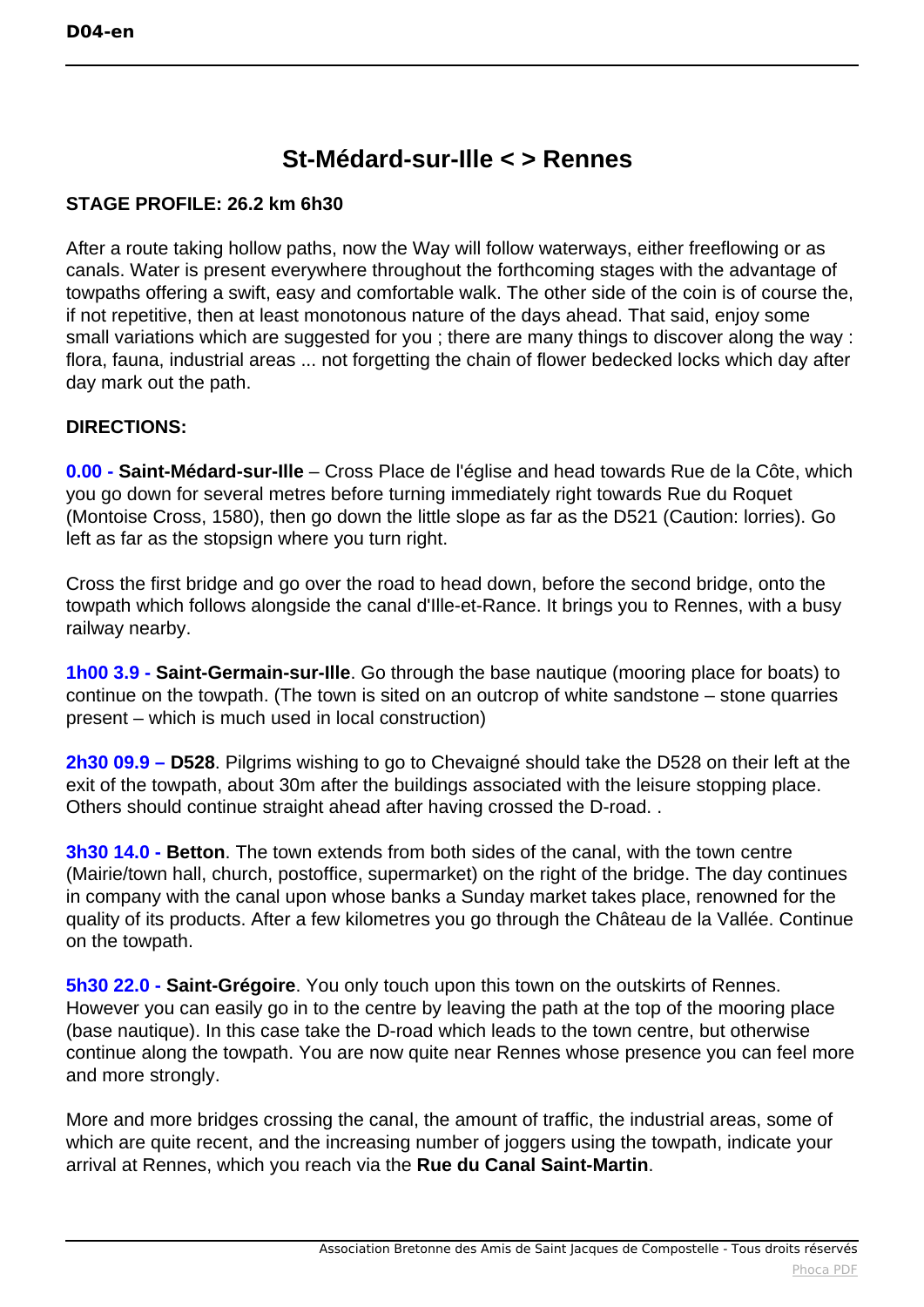# St-Médard-sur-Ille < > Rennes

**STAGE PROFILE: 26.2 km 6h30**

After a route taking hollow paths, now the Way will follow waterways, either freeflowing or as canals. Water is present everywhere throughout the forthcoming stages with the advantage of towpaths offering a swift, easy and comfortable walk. The other side of the coin is of course the, if not repetitive, then at least monotonous nature of the days ahead. That said, enjoy some small variations which are suggested for you ; there are many things to discover along the way : flora, fauna, industrial areas ... not forgetting the chain of flower bedecked locks which day after day mark out the path.

**DIRECTIONS:**

**0.00 - Saint-Médard-sur-Ille** – Cross Place de l'église and head towards Rue de la Côte, which you go down for several metres before turning immediately right towards Rue du Roquet (Montoise Cross, 1580), then go down the little slope as far as the D521 (Caution: lorries). Go left as far as the stopsign where you turn right.

Cross the first bridge and go over the road to head down, before the second bridge, onto the towpath which follows alongside the canal d'Ille-et-Rance. It brings you to Rennes, with a busy railway nearby.

**1h00 3.9 - Saint-Germain-sur-Ille**. Go through the base nautique (mooring place for boats) to continue on the towpath. (The town is sited on an outcrop of white sandstone – stone quarries present – which is much used in local construction)

**2h30 09.9 – D528**. Pilgrims wishing to go to Chevaigné should take the D528 on their left at the exit of the towpath, about 30m after the buildings associated with the leisure stopping place. Others should continue straight ahead after having crossed the D-road. .

**3h30 14.0 - Betton**. The town extends from both sides of the canal, with the town centre (Mairie/town hall, church, postoffice, supermarket) on the right of the bridge. The day continues in company with the canal upon whose banks a Sunday market takes place, renowned for the quality of its products. After a few kilometres you go through the Château de la Vallée. Continue on the towpath.

**5h30 22.0 - Saint-Grégoire**. You only touch upon this town on the outskirts of Rennes. However you can easily go in to the centre by leaving the path at the top of the mooring place (base nautique). In this case take the D-road which leads to the town centre, but otherwise continue along the towpath. You are now quite near Rennes whose presence you can feel more and more strongly.

More and more bridges crossing the canal, the amount of traffic, the industrial areas, some of which are quite recent, and the increasing number of joggers using the towpath, indicate your arrival at Rennes, which you reach via the **Rue du Canal Saint-Martin**.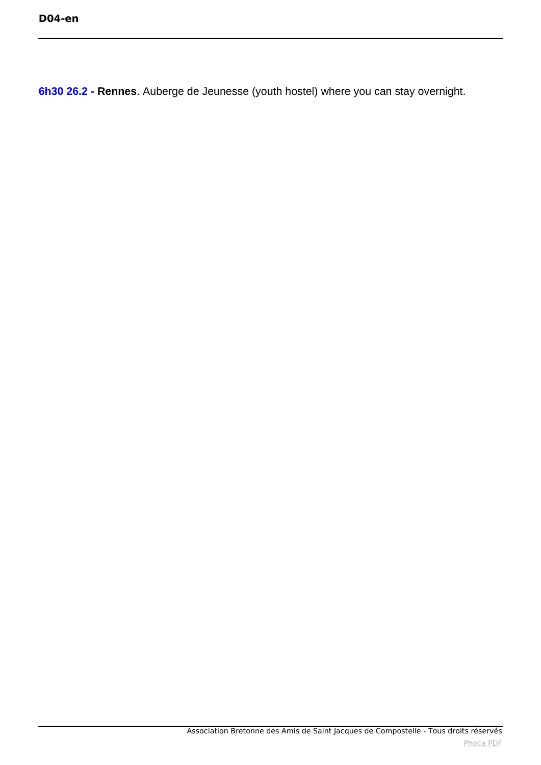**6h30 26.2 - Rennes**. Auberge de Jeunesse (youth hostel) where you can stay overnight.